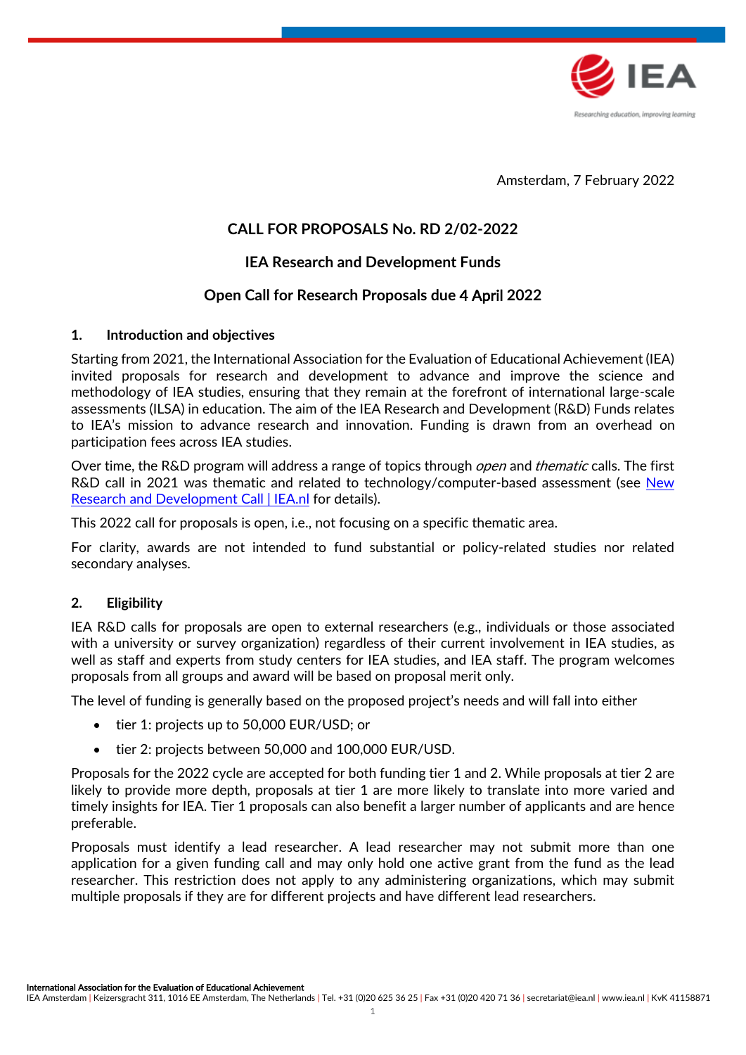Amsterdam, 7 February 2022

# CALL FOR PROPOSALS No. RD 2/02-2022

## IEA Research and Development Funds

## Open Call for Research Proposals due 4 April 2022

### 1. Introduction and objectives

Starting from 2021, the International Association for the Evaluation of Educational Achievement (IEA) invited proposals for research and development to advance and improve the science and methodology of IEA studies, ensuring that they remain at the forefront of international large-scale assessments (ILSA) in education. The aim of the IEA Research and Development (R&D) Funds relates to IEA's mission to advance research and innovation. Funding is drawn from an overhead on participation fees across IEA studies.

Over time, the R&D program will address a range of topics through *open* and *thematic* calls. The first R&D call in 2021 was thematic and related to technology/computer-based assessment (see New Research and Development Call | IEA.nl for details).

This 2022 call for proposals is open, i.e., not focusing on a specific thematic area.

For clarity, awards are not intended to fund substantial or policy-related studies nor related secondary analyses.

### 2. Eligibility

IEA R&D calls for proposals are open to external researchers (e.g., individuals or those associated with a university or survey organization) regardless of their current involvement in IEA studies, as well as staff and experts from study centers for IEA studies, and IEA staff. The program welcomes proposals from all groups and award will be based on proposal merit only.

The level of funding is generally based on the proposed project's needs and will fall into either

- tier 1: projects up to 50,000 EUR/USD; or
- tier 2: projects between 50,000 and 100,000 EUR/USD.

Proposals for the 2022 cycle are accepted for both funding tier 1 and 2. While proposals at tier 2 are likely to provide more depth, proposals at tier 1 are more likely to translate into more varied and timely insights for IEA. Tier 1 proposals can also benefit a larger number of applicants and are hence preferable.

Proposals must identify a lead researcher. A lead researcher may not submit more than one application for a given funding call and may only hold one active grant from the fund as the lead researcher. This restriction does not apply to any administering organizations, which may submit multiple proposals if they are for different projects and have different lead researchers.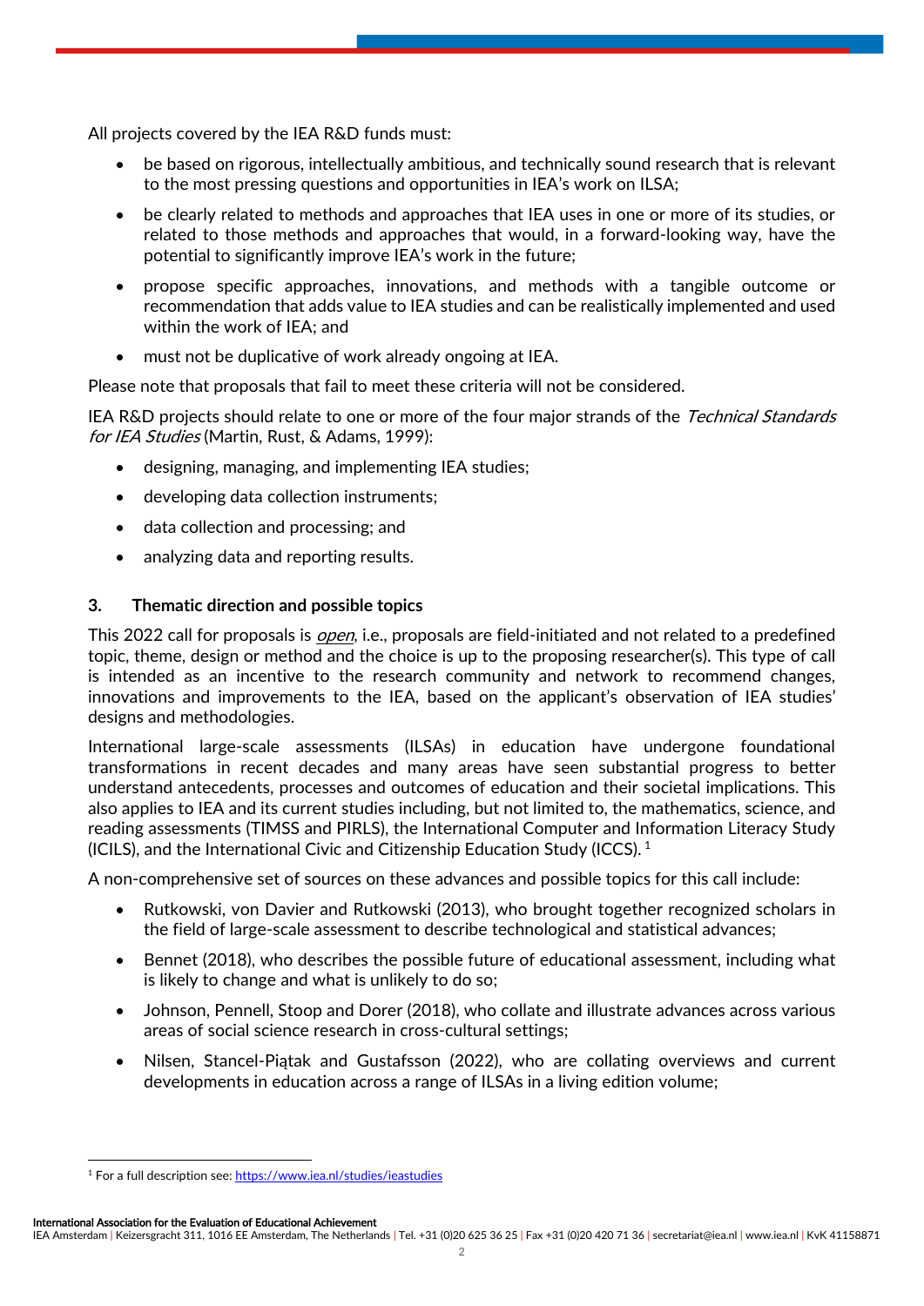All projects covered by the IEA R&D funds must:

- be based on rigorous, intellectually ambitious, and technically sound research that is relevant to the most pressing questions and opportunities in IEA's work on ILSA;
- be clearly related to methods and approaches that IEA uses in one or more of its studies, or related to those methods and approaches that would, in a forward-looking way, have the potential to significantly improve IEA's work in the future;
- propose specific approaches, innovations, and methods with a tangible outcome or recommendation that adds value to IEA studies and can be realistically implemented and used within the work of IEA; and
- must not be duplicative of work already ongoing at IEA.

Please note that proposals that fail to meet these criteria will not be considered.

IEA R&D projects should relate to one or more of the four major strands of the *Technical Standards for IEA Studies* (Martin, Rust, & Adams, 1999):

- designing, managing, and implementing IEA studies;
- developing data collection instruments;
- data collection and processing; and
- analyzing data and reporting results.

### 3. Thematic direction and possible topics

This 2022 call for proposals is *open*, i.e., proposals are field-initiated and not related to a predefined topic, theme, design or method and the choice is up to the proposing researcher(s). This type of call is intended as an incentive to the research community and network to recommend changes, innovations and improvements to the IEA, based on the applicant's observation of IEA studies' designs and methodologies.

International large-scale assessments (ILSAs) in education have undergone foundational transformations in recent decades and many areas have seen substantial progress to better understand antecedents, processes and outcomes of education and their societal implications. This also applies to IEA and its current studies including, but not limited to, the mathematics, science, and reading assessments (TIMSS and PIRLS), the International Computer and Information Literacy Study (ICILS), and the International Civic and Citizenship Education Study (ICCS). [1]

A non-comprehensive set of sources on these advances and possible topics for this call include:

- Rutkowski, von Davier and Rutkowski (2013), who brought together recognized scholars in the field of large-scale assessment to describe technological and statistical advances;
- Bennet (2018), who describes the possible future of educational assessment, including what is likely to change and what is unlikely to do so;
- Johnson, Pennell, Stoop and Dorer (2018), who collate and illustrate advances across various areas of social science research in cross-cultural settings;
- Nilsen, Stancel-Piątak and Gustafsson (2022), who are collating overviews and current developments in education across a range of ILSAs in a living edition volume;

[1] For a full description see: https://www.iea.nl/studies/ieastudies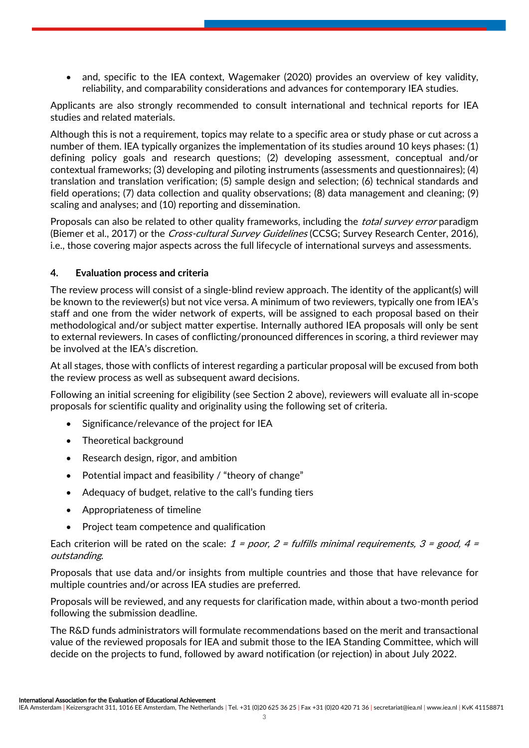- and, specific to the IEA context, Wagemaker (2020) provides an overview of key validity, reliability, and comparability considerations and advances for contemporary IEA studies.

Applicants are also strongly recommended to consult international and technical reports for IEA studies and related materials.

Although this is not a requirement, topics may relate to a specific area or study phase or cut across a number of them. IEA typically organizes the implementation of its studies around 10 keys phases: (1) defining policy goals and research questions; (2) developing assessment, conceptual and/or contextual frameworks; (3) developing and piloting instruments (assessments and questionnaires); (4) translation and translation verification; (5) sample design and selection; (6) technical standards and field operations; (7) data collection and quality observations; (8) data management and cleaning; (9) scaling and analyses; and (10) reporting and dissemination.

Proposals can also be related to other quality frameworks, including the *total survey error* paradigm (Biemer et al., 2017) or the *Cross-cultural Survey Guidelines* (CCSG; Survey Research Center, 2016), i.e., those covering major aspects across the full lifecycle of international surveys and assessments.

## 4. Evaluation process and criteria

The review process will consist of a single-blind review approach. The identity of the applicant(s) will be known to the reviewer(s) but not vice versa. A minimum of two reviewers, typically one from IEA's staff and one from the wider network of experts, will be assigned to each proposal based on their methodological and/or subject matter expertise. Internally authored IEA proposals will only be sent to external reviewers. In cases of conflicting/pronounced differences in scoring, a third reviewer may be involved at the IEA's discretion.

At all stages, those with conflicts of interest regarding a particular proposal will be excused from both the review process as well as subsequent award decisions.

Following an initial screening for eligibility (see Section 2 above), reviewers will evaluate all in-scope proposals for scientific quality and originality using the following set of criteria.

- Significance/relevance of the project for IEA
- Theoretical background
- Research design, rigor, and ambition
- Potential impact and feasibility / "theory of change"
- Adequacy of budget, relative to the call's funding tiers
- Appropriateness of timeline
- Project team competence and qualification

Each criterion will be rated on the scale: *1 = poor, 2 = fulfills minimal requirements, 3 = good, 4 = outstanding*.

Proposals that use data and/or insights from multiple countries and those that have relevance for multiple countries and/or across IEA studies are preferred.

Proposals will be reviewed, and any requests for clarification made, within about a two-month period following the submission deadline.

The R&D funds administrators will formulate recommendations based on the merit and transactional value of the reviewed proposals for IEA and submit those to the IEA Standing Committee, which will decide on the projects to fund, followed by award notification (or rejection) in about July 2022.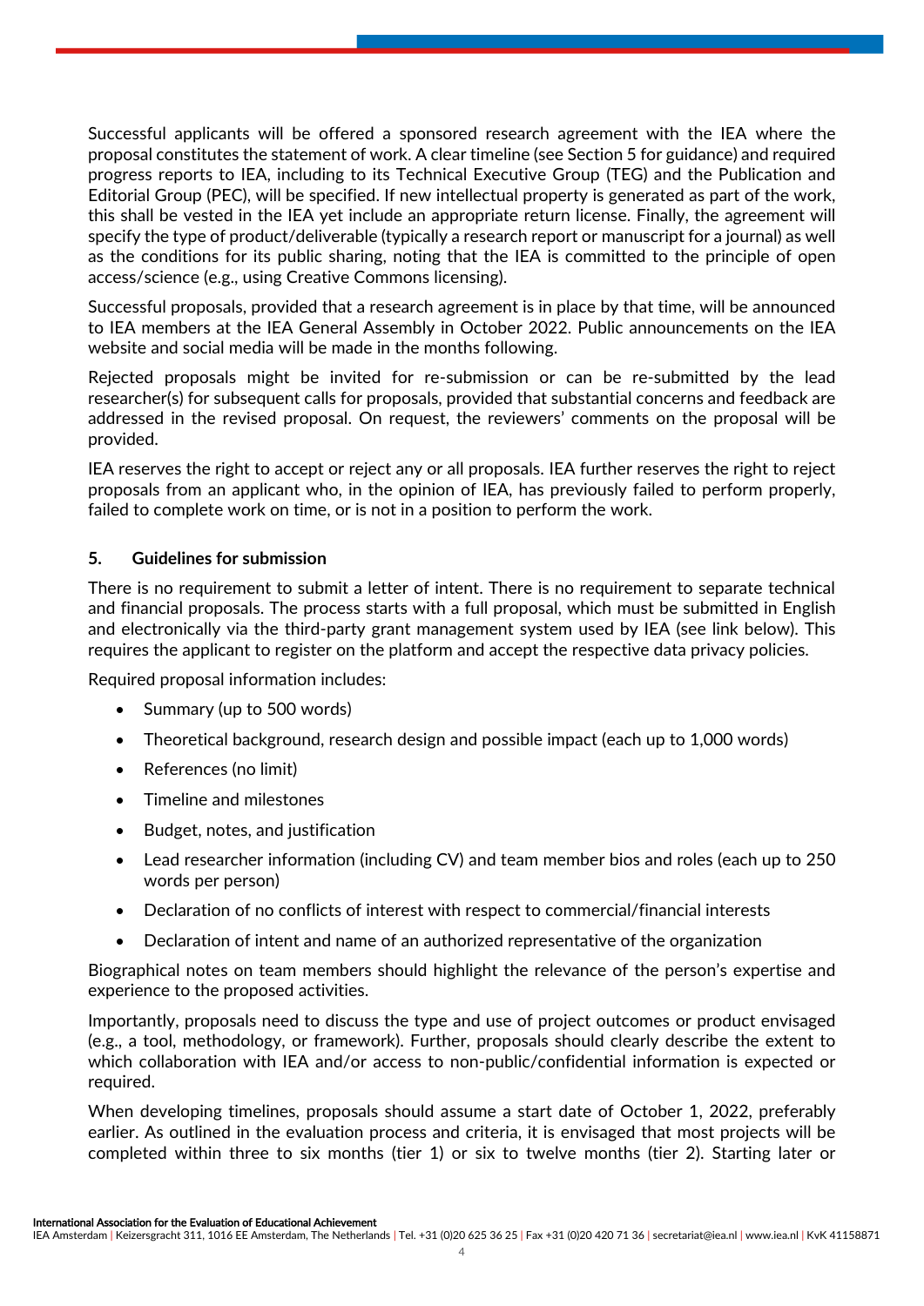Successful applicants will be offered a sponsored research agreement with the IEA where the proposal constitutes the statement of work. A clear timeline (see Section 5 for guidance) and required progress reports to IEA, including to its Technical Executive Group (TEG) and the Publication and Editorial Group (PEC), will be specified. If new intellectual property is generated as part of the work, this shall be vested in the IEA yet include an appropriate return license. Finally, the agreement will specify the type of product/deliverable (typically a research report or manuscript for a journal) as well as the conditions for its public sharing, noting that the IEA is committed to the principle of open access/science (e.g., using Creative Commons licensing).

Successful proposals, provided that a research agreement is in place by that time, will be announced to IEA members at the IEA General Assembly in October 2022. Public announcements on the IEA website and social media will be made in the months following.

Rejected proposals might be invited for re-submission or can be re-submitted by the lead researcher(s) for subsequent calls for proposals, provided that substantial concerns and feedback are addressed in the revised proposal. On request, the reviewers' comments on the proposal will be provided.

IEA reserves the right to accept or reject any or all proposals. IEA further reserves the right to reject proposals from an applicant who, in the opinion of IEA, has previously failed to perform properly, failed to complete work on time, or is not in a position to perform the work.

## 5. Guidelines for submission

There is no requirement to submit a letter of intent. There is no requirement to separate technical and financial proposals. The process starts with a full proposal, which must be submitted in English and electronically via the third-party grant management system used by IEA (see link below). This requires the applicant to register on the platform and accept the respective data privacy policies.

Required proposal information includes:

- Summary (up to 500 words)
- Theoretical background, research design and possible impact (each up to 1,000 words)
- References (no limit)
- Timeline and milestones
- Budget, notes, and justification
- Lead researcher information (including CV) and team member bios and roles (each up to 250 words per person)
- Declaration of no conflicts of interest with respect to commercial/financial interests
- Declaration of intent and name of an authorized representative of the organization

Biographical notes on team members should highlight the relevance of the person's expertise and experience to the proposed activities.

Importantly, proposals need to discuss the type and use of project outcomes or product envisaged (e.g., a tool, methodology, or framework). Further, proposals should clearly describe the extent to which collaboration with IEA and/or access to non-public/confidential information is expected or required.

When developing timelines, proposals should assume a start date of October 1, 2022, preferably earlier. As outlined in the evaluation process and criteria, it is envisaged that most projects will be completed within three to six months (tier 1) or six to twelve months (tier 2). Starting later or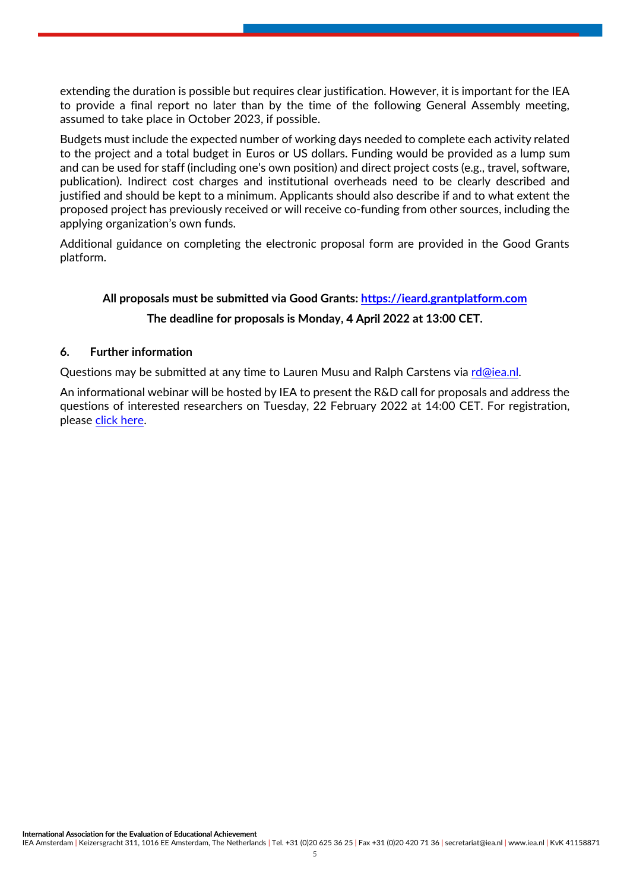extending the duration is possible but requires clear justification. However, it is important for the IEA to provide a final report no later than by the time of the following General Assembly meeting, assumed to take place in October 2023, if possible.

Budgets must include the expected number of working days needed to complete each activity related to the project and a total budget in Euros or US dollars. Funding would be provided as a lump sum and can be used for staff (including one's own position) and direct project costs (e.g., travel, software, publication). Indirect cost charges and institutional overheads need to be clearly described and justified and should be kept to a minimum. Applicants should also describe if and to what extent the proposed project has previously received or will receive co-funding from other sources, including the applying organization's own funds.

Additional guidance on completing the electronic proposal form are provided in the Good Grants platform.

**All proposals must be submitted via Good Grants: [https://ieard.grantplatform.com](https://ieard.grantplatform.com)**

**The deadline for proposals is Monday, 4 April 2022 at 13:00 CET.**

## 6. Further information

Questions may be submitted at any time to Lauren Musu and Ralph Carstens via [rd@iea.nl](mailto:rd@iea.nl).

An informational webinar will be hosted by IEA to present the R&D call for proposals and address the questions of interested researchers on Tuesday, 22 February 2022 at 14:00 CET. For registration, please click here.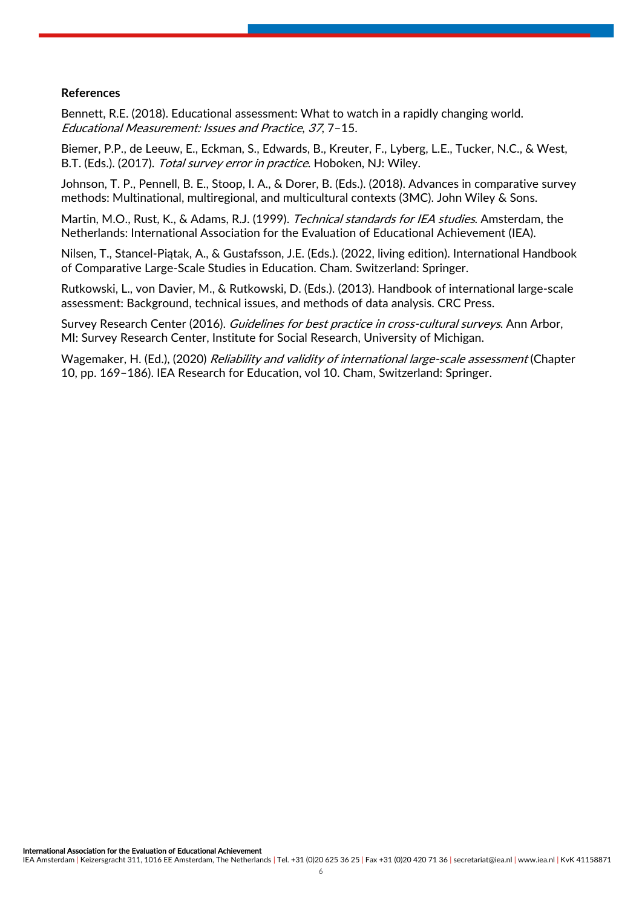**References**

Bennett, R.E. (2018). Educational assessment: What to watch in a rapidly changing world. *Educational Measurement: Issues and Practice*, *37*, 7–15.

Biemer, P.P., de Leeuw, E., Eckman, S., Edwards, B., Kreuter, F., Lyberg, L.E., Tucker, N.C., & West, B.T. (Eds.). (2017). *Total survey error in practice*. Hoboken, NJ: Wiley.

Johnson, T. P., Pennell, B. E., Stoop, I. A., & Dorer, B. (Eds.). (2018). Advances in comparative survey methods: Multinational, multiregional, and multicultural contexts (3MC). John Wiley & Sons.

Martin, M.O., Rust, K., & Adams, R.J. (1999). *Technical standards for IEA studies*. Amsterdam, the Netherlands: International Association for the Evaluation of Educational Achievement (IEA).

Nilsen, T., Stancel-Piątak, A., & Gustafsson, J.E. (Eds.). (2022, living edition). International Handbook of Comparative Large-Scale Studies in Education. Cham. Switzerland: Springer.

Rutkowski, L., von Davier, M., & Rutkowski, D. (Eds.). (2013). Handbook of international large-scale assessment: Background, technical issues, and methods of data analysis. CRC Press.

Survey Research Center (2016). *Guidelines for best practice in cross-cultural surveys*. Ann Arbor, MI: Survey Research Center, Institute for Social Research, University of Michigan.

Wagemaker, H. (Ed.), (2020) *Reliability and validity of international large-scale assessment* (Chapter 10, pp. 169–186). IEA Research for Education, vol 10. Cham, Switzerland: Springer.